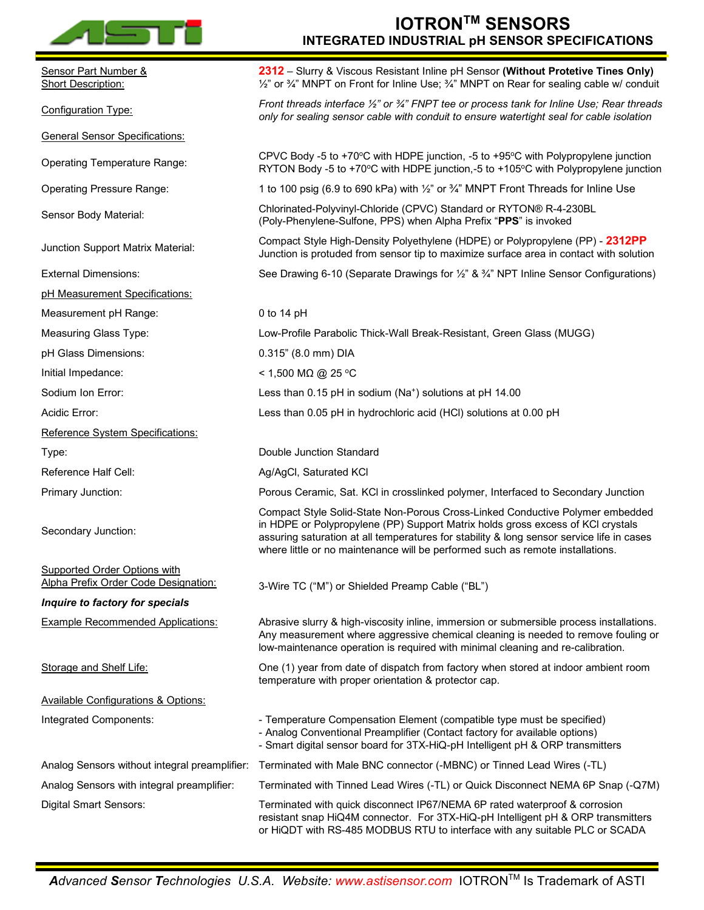# IOTRON™ SENSORS

## INTEGRATED INDUSTRIAL pH SENSOR SPECIFICATIONS

| | |
|---|---|
| Sensor Part Number & Short Description: | **2312** – Slurry & Viscous Resistant Inline pH Sensor **(Without Protetive Tines Only)** ½" or ¾" MNPT on Front for Inline Use; ¾" MNPT on Rear for sealing cable w/ conduit |
| Configuration Type: | *Front threads interface ½" or ¾" FNPT tee or process tank for Inline Use; Rear threads only for sealing sensor cable with conduit to ensure watertight seal for cable isolation* |
| General Sensor Specifications: | |
| Operating Temperature Range: | CPVC Body -5 to +70ºC with HDPE junction, -5 to +95ºC with Polypropylene junction RYTON Body -5 to +70ºC with HDPE junction,-5 to +105ºC with Polypropylene junction |
| Operating Pressure Range: | 1 to 100 psig (6.9 to 690 kPa) with ½" or ¾" MNPT Front Threads for Inline Use |
| Sensor Body Material: | Chlorinated-Polyvinyl-Chloride (CPVC) Standard or RYTON® R-4-230BL (Poly-Phenylene-Sulfone, PPS) when Alpha Prefix "**PPS**" is invoked |
| Junction Support Matrix Material: | Compact Style High-Density Polyethylene (HDPE) or Polypropylene (PP) - **2312PP** Junction is protuded from sensor tip to maximize surface area in contact with solution |
| External Dimensions: | See Drawing 6-10 (Separate Drawings for ½" & ¾" NPT Inline Sensor Configurations) |
| pH Measurement Specifications: | |
| Measurement pH Range: | 0 to 14 pH |
| Measuring Glass Type: | Low-Profile Parabolic Thick-Wall Break-Resistant, Green Glass (MUGG) |
| pH Glass Dimensions: | 0.315" (8.0 mm) DIA |
| Initial Impedance: | < 1,500 MΩ @ 25 ºC |
| Sodium Ion Error: | Less than 0.15 pH in sodium ($Na^+$) solutions at pH 14.00 |
| Acidic Error: | Less than 0.05 pH in hydrochloric acid (HCl) solutions at 0.00 pH |
| Reference System Specifications: | |
| Type: | Double Junction Standard |
| Reference Half Cell: | Ag/AgCl, Saturated KCl |
| Primary Junction: | Porous Ceramic, Sat. KCl in crosslinked polymer, Interfaced to Secondary Junction |
| Secondary Junction: | Compact Style Solid-State Non-Porous Cross-Linked Conductive Polymer embedded in HDPE or Polypropylene (PP) Support Matrix holds gross excess of KCl crystals assuring saturation at all temperatures for stability & long sensor service life in cases where little or no maintenance will be performed such as remote installations. |
| Supported Order Options with Alpha Prefix Order Code Designation: | 3-Wire TC ("M") or Shielded Preamp Cable ("BL") |
| ***Inquire to factory for specials*** | |
| Example Recommended Applications: | Abrasive slurry & high-viscosity inline, immersion or submersible process installations. Any measurement where aggressive chemical cleaning is needed to remove fouling or low-maintenance operation is required with minimal cleaning and re-calibration. |
| Storage and Shelf Life: | One (1) year from date of dispatch from factory when stored at indoor ambient room temperature with proper orientation & protector cap. |
| Available Configurations & Options: | |
| Integrated Components: | - Temperature Compensation Element (compatible type must be specified)<br>- Analog Conventional Preamplifier (Contact factory for available options)<br>- Smart digital sensor board for 3TX-HiQ-pH Intelligent pH & ORP transmitters |
| Analog Sensors without integral preamplifier: | Terminated with Male BNC connector (-MBNC) or Tinned Lead Wires (-TL) |
| Analog Sensors with integral preamplifier: | Terminated with Tinned Lead Wires (-TL) or Quick Disconnect NEMA 6P Snap (-Q7M) |
| Digital Smart Sensors: | Terminated with quick disconnect IP67/NEMA 6P rated waterproof & corrosion resistant snap HiQ4M connector. For 3TX-HiQ-pH Intelligent pH & ORP transmitters or HiQDT with RS-485 MODBUS RTU to interface with any suitable PLC or SCADA |

*Advanced Sensor Technologies U.S.A. Website: www.astisensor.com* IOTRON™ Is Trademark of ASTI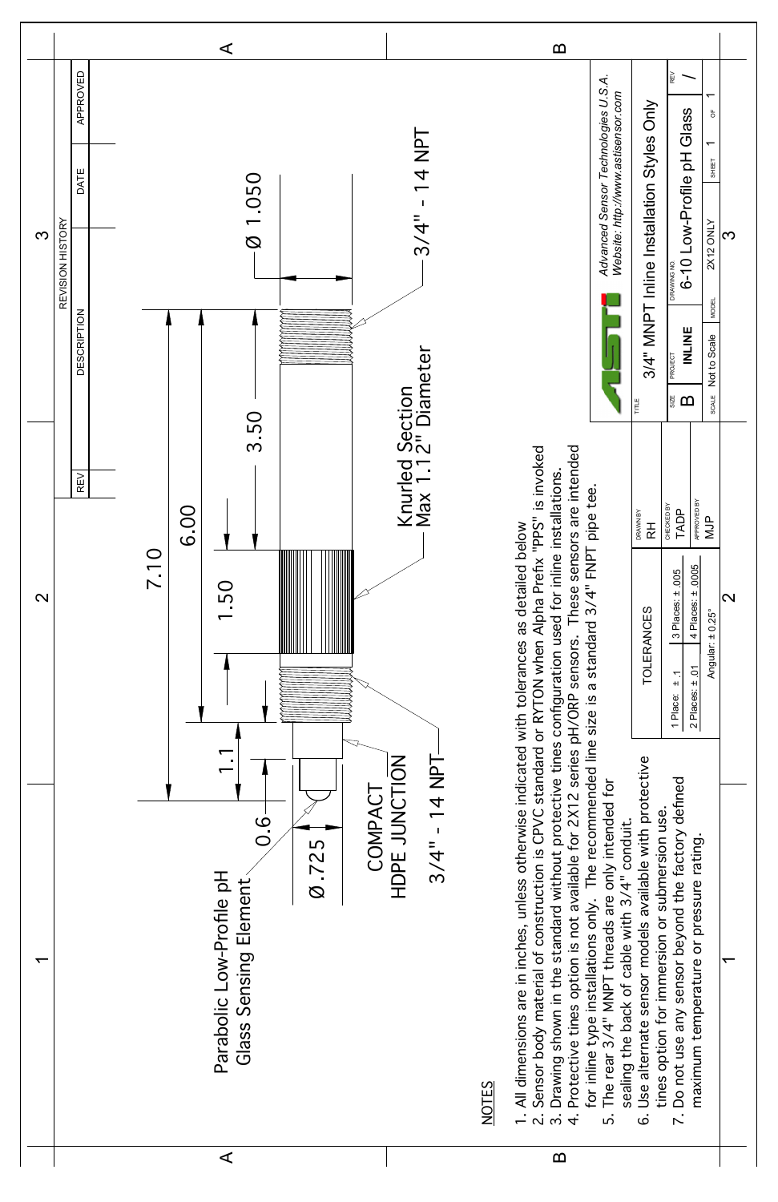Parabolic Low-Profile pH Glass Sensing Element

COMPACT HDPE JUNCTION

3/4" - 14 NPT

Knurled Section Max 1.12" Diameter

3/4" - 14 NPT

7.10

6.00

3.50

1.50

1.1

0.6

Ø.725

Ø 1.050

## NOTES

1. All dimensions are in inches, unless otherwise indicated with tolerances as detailed below
2. Sensor body material of construction is CPVC standard or RYTON when Alpha Prefix "PPS" is invoked
3. Drawing shown in the standard without protective tines configuration used for inline installations.
4. Protective tines option is not available for 2X12 series pH/ORP sensors. These sensors are intended for inline type installations only. The recommended line size is a standard 3/4" FNPT pipe tee.
5. The rear 3/4" MNPT threads are only intended for sealing the back of cable with 3/4" conduit.
6. Use alternate sensor models available with protective tines option for immersion or submersion use.
7. Do not use any sensor beyond the factory defined maximum temperature or pressure rating.

| REVISION HISTORY | | | |
|---|---|---|---|
| REV | DESCRIPTION | DATE | APPROVED |
| | | | |

| TOLERANCES | |
|---|---|
| 1 Place: ± .1 | 3 Places: ± .005 |
| 2 Places: ± .01 | 4 Places: ± .0005 |
| Angular: ± 0.25° | |

DRAWN BY: RH
CHECKED BY: TADP
APPROVED BY: MJP

Advanced Sensor Technologies U.S.A.
Website: http://www.astisensor.com

TITLE: 3/4" MNPT Inline Installation Styles Only

| SIZE | PROJECT | DRAWING NO. | REV |
|---|---|---|---|
| B | INLINE | 6-10 Low-Profile pH Glass | / |

| SCALE | MODEL | SHEET |
|---|---|---|
| Not to Scale | 2X12 ONLY | 1 OF 1 |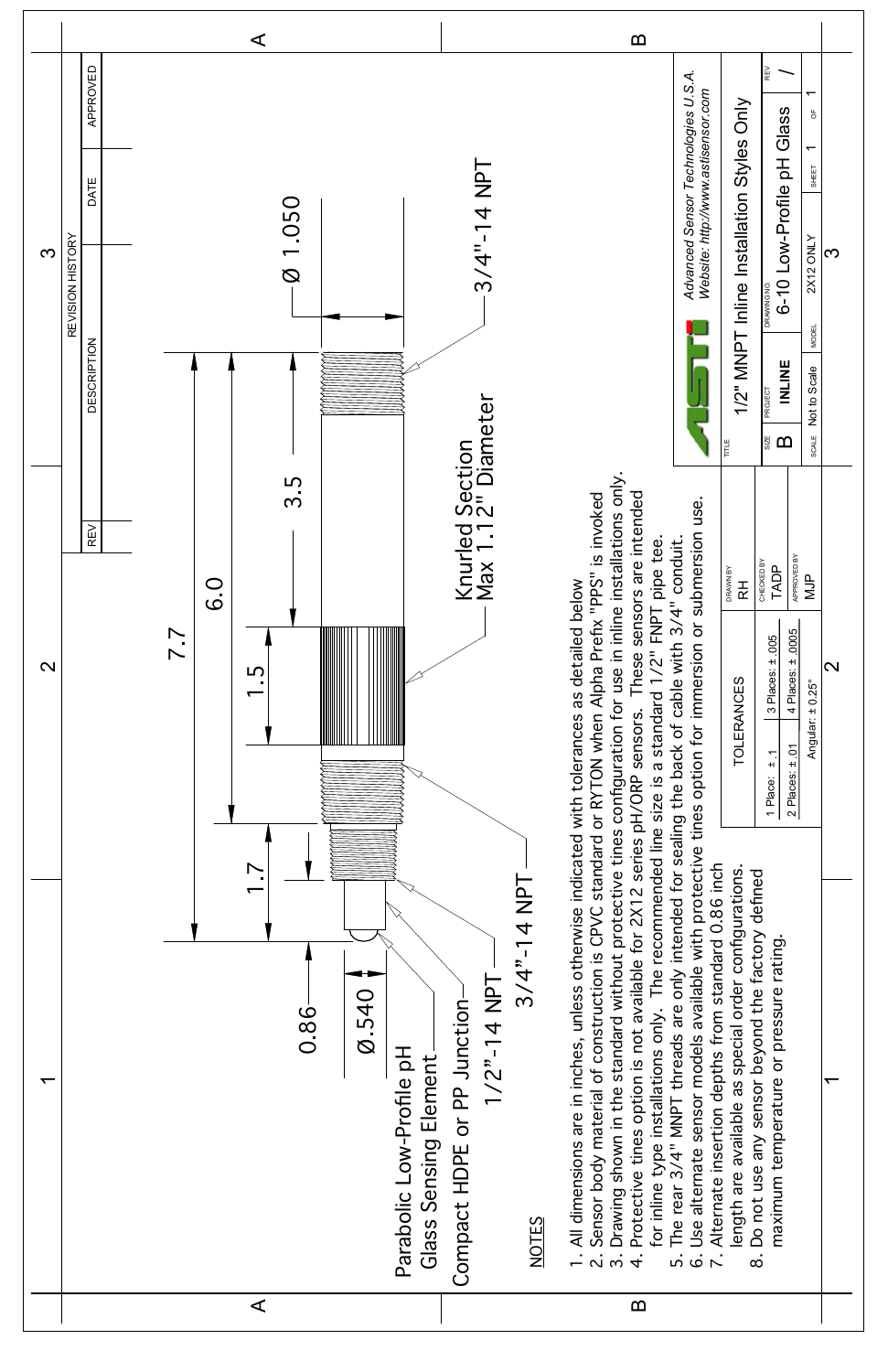Parabolic Low-Profile pH Glass Sensing Element

Compact HDPE or PP Junction

1/2"-14 NPT

3/4"-14 NPT

Knurled Section Max 1.12" Diameter

3/4"-14 NPT

Ø 1.050

Ø.540

0.86

1.7

1.5

3.5

6.0

7.7

NOTES

1. All dimensions are in inches, unless otherwise indicated with tolerances as detailed below
2. Sensor body material of construction is CPVC standard or RYTON when Alpha Prefix "PPS" is invoked
3. Drawing shown in the standard without protective tines configuration for use in inline installations only.
4. Protective tines option is not available for 2X12 series pH/ORP sensors. These sensors are intended for inline type installations only. The recommended line size is a standard 1/2" FNPT pipe tee.
5. The rear 3/4" MNPT threads are only intended for sealing the back of cable with 3/4" conduit.
6. Use alternate sensor models available with protective tines option for immersion or submersion use.
7. Alternate insertion depths from standard 0.86 inch length are available as special order configurations.
8. Do not use any sensor beyond the factory defined maximum temperature or pressure rating.

| REVISION HISTORY | | | |
|---|---|---|---|
| REV | DESCRIPTION | DATE | APPROVED |
| | | | |

| TOLERANCES | |
|---|---|
| 1 Place: ± .1 | 3 Places: ± .005 |
| 2 Places: ± .01 | 4 Places: ± .0005 |
| Angular: ± 0.25° | |

| | |
|---|---|
| DRAWN BY | RH |
| CHECKED BY | TADP |
| APPROVED BY | MJP |

Advanced Sensor Technologies U.S.A.
Website: http://www.astisensor.com

| | | | |
|---|---|---|---|
| TITLE | 1/2" MNPT Inline Installation Styles Only | | |
| SIZE: B | PROJECT: INLINE | DRAWING NO: 6-10 Low-Profile pH Glass | REV: / |
| SCALE: Not to Scale | MODEL: 2X12 ONLY | SHEET 1 OF 1 | |